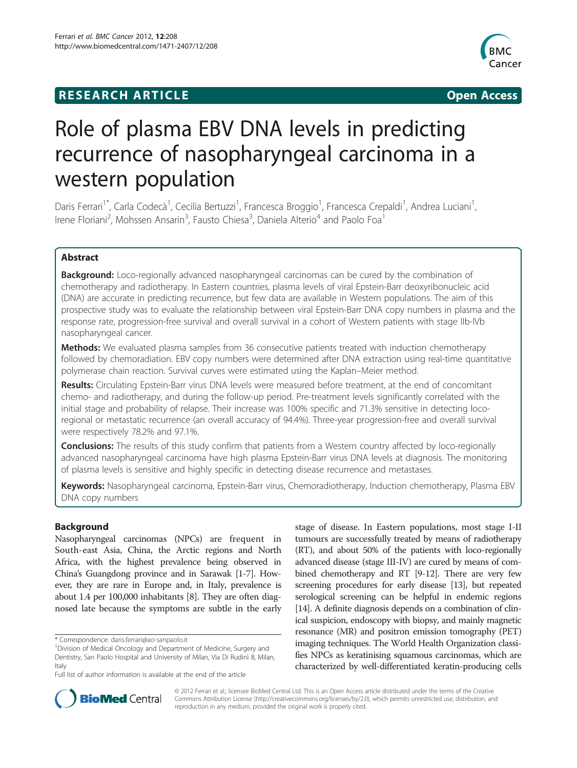**RESEARCH ARTICLE** **Open Access**

# Role of plasma EBV DNA levels in predicting recurrence of nasopharyngeal carcinoma in a western population

Daris Ferrari[1*], Carla Codecà[1], Cecilia Bertuzzi[1], Francesca Broggio[1], Francesca Crepaldi[1], Andrea Luciani[1], Irene Floriani[2], Mohssen Ansarin[3], Fausto Chiesa[3], Daniela Alterio[4] and Paolo Foa[1]

## Abstract

**Background:** Loco-regionally advanced nasopharyngeal carcinomas can be cured by the combination of chemotherapy and radiotherapy. In Eastern countries, plasma levels of viral Epstein-Barr deoxyribonucleic acid (DNA) are accurate in predicting recurrence, but few data are available in Western populations. The aim of this prospective study was to evaluate the relationship between viral Epstein-Barr DNA copy numbers in plasma and the response rate, progression-free survival and overall survival in a cohort of Western patients with stage IIb-IVb nasopharyngeal cancer.

**Methods:** We evaluated plasma samples from 36 consecutive patients treated with induction chemotherapy followed by chemoradiation. EBV copy numbers were determined after DNA extraction using real-time quantitative polymerase chain reaction. Survival curves were estimated using the Kaplan–Meier method.

**Results:** Circulating Epstein-Barr virus DNA levels were measured before treatment, at the end of concomitant chemo- and radiotherapy, and during the follow-up period. Pre-treatment levels significantly correlated with the initial stage and probability of relapse. Their increase was 100% specific and 71.3% sensitive in detecting loco-regional or metastatic recurrence (an overall accuracy of 94.4%). Three-year progression-free and overall survival were respectively 78.2% and 97.1%.

**Conclusions:** The results of this study confirm that patients from a Western country affected by loco-regionally advanced nasopharyngeal carcinoma have high plasma Epstein-Barr virus DNA levels at diagnosis. The monitoring of plasma levels is sensitive and highly specific in detecting disease recurrence and metastases.

**Keywords:** Nasopharyngeal carcinoma, Epstein-Barr virus, Chemoradiotherapy, Induction chemotherapy, Plasma EBV DNA copy numbers

## Background

Nasopharyngeal carcinomas (NPCs) are frequent in South-east Asia, China, the Arctic regions and North Africa, with the highest prevalence being observed in China's Guangdong province and in Sarawak [1-7]. However, they are rare in Europe and, in Italy, prevalence is about 1.4 per 100,000 inhabitants [8]. They are often diagnosed late because the symptoms are subtle in the early stage of disease. In Eastern populations, most stage I-II tumours are successfully treated by means of radiotherapy (RT), and about 50% of the patients with loco-regionally advanced disease (stage III-IV) are cured by means of combined chemotherapy and RT [9-12]. There are very few screening procedures for early disease [13], but repeated serological screening can be helpful in endemic regions [14]. A definite diagnosis depends on a combination of clinical suspicion, endoscopy with biopsy, and mainly magnetic resonance (MR) and positron emission tomography (PET) imaging techniques. The World Health Organization classifies NPCs as keratinising squamous carcinomas, which are characterized by well-differentiated keratin-producing cells

\* Correspondence: daris.ferrari@ao-sanpaolo.it
[1]Division of Medical Oncology and Department of Medicine, Surgery and Dentistry, San Paolo Hospital and University of Milan, Via Di Rudinì 8, Milan, Italy
Full list of author information is available at the end of the article

© 2012 Ferrari et al.; licensee BioMed Central Ltd. This is an Open Access article distributed under the terms of the Creative Commons Attribution License (http://creativecommons.org/licenses/by/2.0), which permits unrestricted use, distribution, and reproduction in any medium, provided the original work is properly cited.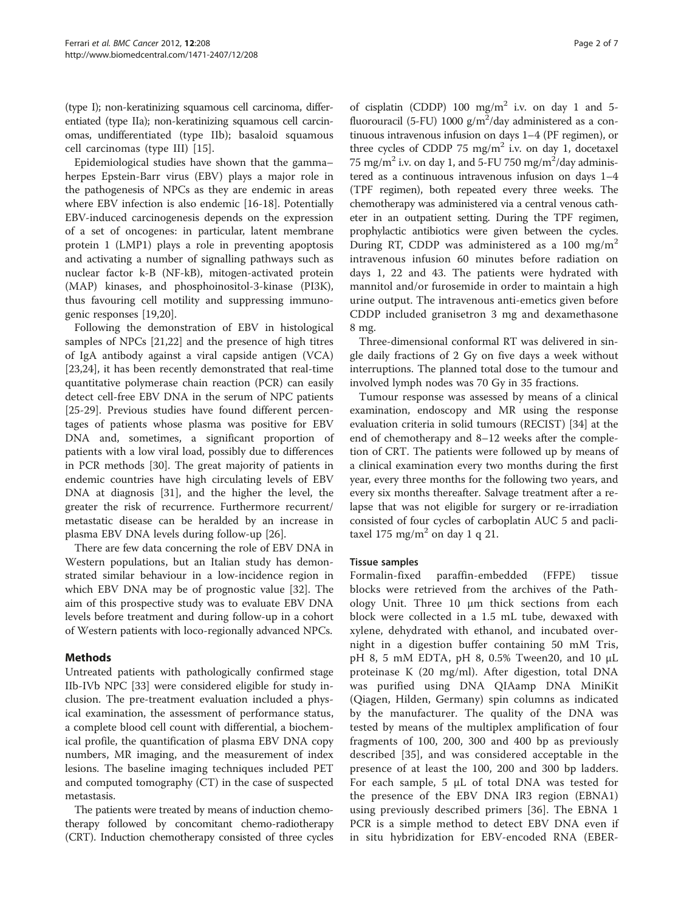(type I); non-keratinizing squamous cell carcinoma, differentiated (type IIa); non-keratinizing squamous cell carcinomas, undifferentiated (type IIb); basaloid squamous cell carcinomas (type III) [15].

Epidemiological studies have shown that the gamma–herpes Epstein-Barr virus (EBV) plays a major role in the pathogenesis of NPCs as they are endemic in areas where EBV infection is also endemic [16-18]. Potentially EBV-induced carcinogenesis depends on the expression of a set of oncogenes: in particular, latent membrane protein 1 (LMP1) plays a role in preventing apoptosis and activating a number of signalling pathways such as nuclear factor k-B (NF-kB), mitogen-activated protein (MAP) kinases, and phosphoinositol-3-kinase (PI3K), thus favouring cell motility and suppressing immunogenic responses [19,20].

Following the demonstration of EBV in histological samples of NPCs [21,22] and the presence of high titres of IgA antibody against a viral capside antigen (VCA) [23,24], it has been recently demonstrated that real-time quantitative polymerase chain reaction (PCR) can easily detect cell-free EBV DNA in the serum of NPC patients [25-29]. Previous studies have found different percentages of patients whose plasma was positive for EBV DNA and, sometimes, a significant proportion of patients with a low viral load, possibly due to differences in PCR methods [30]. The great majority of patients in endemic countries have high circulating levels of EBV DNA at diagnosis [31], and the higher the level, the greater the risk of recurrence. Furthermore recurrent/metastatic disease can be heralded by an increase in plasma EBV DNA levels during follow-up [26].

There are few data concerning the role of EBV DNA in Western populations, but an Italian study has demonstrated similar behaviour in a low-incidence region in which EBV DNA may be of prognostic value [32]. The aim of this prospective study was to evaluate EBV DNA levels before treatment and during follow-up in a cohort of Western patients with loco-regionally advanced NPCs.

## Methods

Untreated patients with pathologically confirmed stage IIb-IVb NPC [33] were considered eligible for study inclusion. The pre-treatment evaluation included a physical examination, the assessment of performance status, a complete blood cell count with differential, a biochemical profile, the quantification of plasma EBV DNA copy numbers, MR imaging, and the measurement of index lesions. The baseline imaging techniques included PET and computed tomography (CT) in the case of suspected metastasis.

The patients were treated by means of induction chemotherapy followed by concomitant chemo-radiotherapy (CRT). Induction chemotherapy consisted of three cycles of cisplatin (CDDP) 100 $mg/m^2$ i.v. on day 1 and 5-fluorouracil (5-FU) 1000 $g/m^2$/day administered as a continuous intravenous infusion on days 1–4 (PF regimen), or three cycles of CDDP 75 $mg/m^2$ i.v. on day 1, docetaxel 75 $mg/m^2$ i.v. on day 1, and 5-FU 750 $mg/m^2$/day administered as a continuous intravenous infusion on days 1–4 (TPF regimen), both repeated every three weeks. The chemotherapy was administered via a central venous catheter in an outpatient setting. During the TPF regimen, prophylactic antibiotics were given between the cycles. During RT, CDDP was administered as a 100 $mg/m^2$ intravenous infusion 60 minutes before radiation on days 1, 22 and 43. The patients were hydrated with mannitol and/or furosemide in order to maintain a high urine output. The intravenous anti-emetics given before CDDP included granisetron 3 mg and dexamethasone 8 mg.

Three-dimensional conformal RT was delivered in single daily fractions of 2 Gy on five days a week without interruptions. The planned total dose to the tumour and involved lymph nodes was 70 Gy in 35 fractions.

Tumour response was assessed by means of a clinical examination, endoscopy and MR using the response evaluation criteria in solid tumours (RECIST) [34] at the end of chemotherapy and 8–12 weeks after the completion of CRT. The patients were followed up by means of a clinical examination every two months during the first year, every three months for the following two years, and every six months thereafter. Salvage treatment after a relapse that was not eligible for surgery or re-irradiation consisted of four cycles of carboplatin AUC 5 and paclitaxel 175 $mg/m^2$ on day 1 q 21.

### Tissue samples

Formalin-fixed paraffin-embedded (FFPE) tissue blocks were retrieved from the archives of the Pathology Unit. Three 10 μm thick sections from each block were collected in a 1.5 mL tube, dewaxed with xylene, dehydrated with ethanol, and incubated overnight in a digestion buffer containing 50 mM Tris, pH 8, 5 mM EDTA, pH 8, 0.5% Tween20, and 10 μL proteinase K (20 mg/ml). After digestion, total DNA was purified using DNA QIAamp DNA MiniKit (Qiagen, Hilden, Germany) spin columns as indicated by the manufacturer. The quality of the DNA was tested by means of the multiplex amplification of four fragments of 100, 200, 300 and 400 bp as previously described [35], and was considered acceptable in the presence of at least the 100, 200 and 300 bp ladders. For each sample, 5 μL of total DNA was tested for the presence of the EBV DNA IR3 region (EBNA1) using previously described primers [36]. The EBNA 1 PCR is a simple method to detect EBV DNA even if in situ hybridization for EBV-encoded RNA (EBER-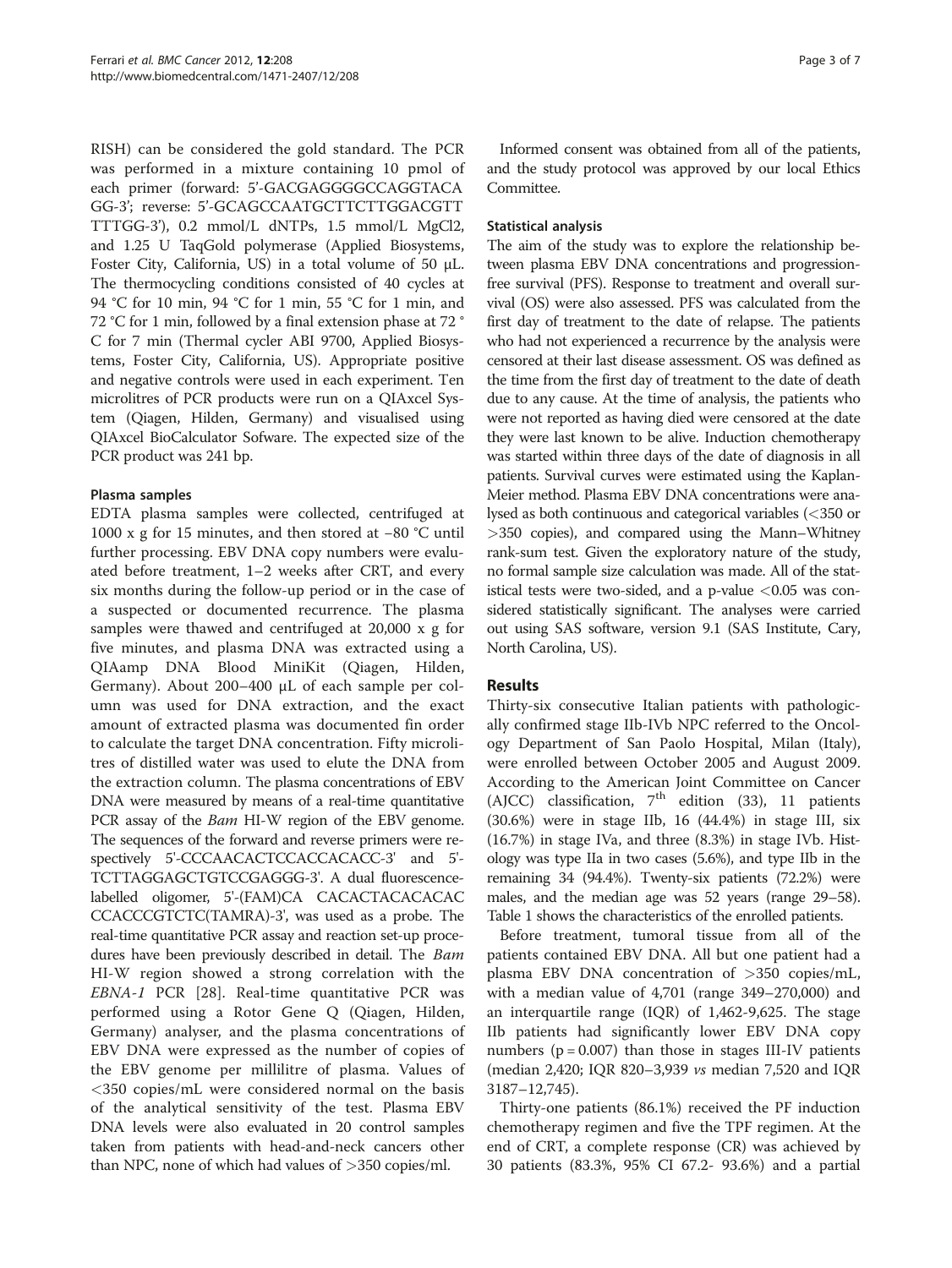RISH) can be considered the gold standard. The PCR was performed in a mixture containing 10 pmol of each primer (forward: 5'-GACGAGGGGCCAGGTACA GG-3'; reverse: 5'-GCAGCCAATGCTTCTTGGACGTT TTTGG-3'), 0.2 mmol/L dNTPs, 1.5 mmol/L MgCl2, and 1.25 U TaqGold polymerase (Applied Biosystems, Foster City, California, US) in a total volume of 50 μL. The thermocycling conditions consisted of 40 cycles at 94 °C for 10 min, 94 °C for 1 min, 55 °C for 1 min, and 72 °C for 1 min, followed by a final extension phase at 72 ° C for 7 min (Thermal cycler ABI 9700, Applied Biosystems, Foster City, California, US). Appropriate positive and negative controls were used in each experiment. Ten microlitres of PCR products were run on a QIAxcel System (Qiagen, Hilden, Germany) and visualised using QIAxcel BioCalculator Sofware. The expected size of the PCR product was 241 bp.

#### Plasma samples

EDTA plasma samples were collected, centrifuged at 1000 x g for 15 minutes, and then stored at −80 °C until further processing. EBV DNA copy numbers were evaluated before treatment, 1–2 weeks after CRT, and every six months during the follow-up period or in the case of a suspected or documented recurrence. The plasma samples were thawed and centrifuged at 20,000 x g for five minutes, and plasma DNA was extracted using a QIAamp DNA Blood MiniKit (Qiagen, Hilden, Germany). About 200–400 μL of each sample per column was used for DNA extraction, and the exact amount of extracted plasma was documented fin order to calculate the target DNA concentration. Fifty microlitres of distilled water was used to elute the DNA from the extraction column. The plasma concentrations of EBV DNA were measured by means of a real-time quantitative PCR assay of the *Bam* HI-W region of the EBV genome. The sequences of the forward and reverse primers were respectively 5'-CCCAACACTCCACCACACC-3' and 5'-TCTTAGGAGCTGTCCGAGGG-3'. A dual fluorescence-labelled oligomer, 5'-(FAM)CA CACACTACACACAC CCACCCGTCTC(TAMRA)-3', was used as a probe. The real-time quantitative PCR assay and reaction set-up procedures have been previously described in detail. The *Bam* HI-W region showed a strong correlation with the *EBNA-1* PCR [28]. Real-time quantitative PCR was performed using a Rotor Gene Q (Qiagen, Hilden, Germany) analyser, and the plasma concentrations of EBV DNA were expressed as the number of copies of the EBV genome per millilitre of plasma. Values of <350 copies/mL were considered normal on the basis of the analytical sensitivity of the test. Plasma EBV DNA levels were also evaluated in 20 control samples taken from patients with head-and-neck cancers other than NPC, none of which had values of >350 copies/ml.

Informed consent was obtained from all of the patients, and the study protocol was approved by our local Ethics Committee.

#### Statistical analysis

The aim of the study was to explore the relationship between plasma EBV DNA concentrations and progression-free survival (PFS). Response to treatment and overall survival (OS) were also assessed. PFS was calculated from the first day of treatment to the date of relapse. The patients who had not experienced a recurrence by the analysis were censored at their last disease assessment. OS was defined as the time from the first day of treatment to the date of death due to any cause. At the time of analysis, the patients who were not reported as having died were censored at the date they were last known to be alive. Induction chemotherapy was started within three days of the date of diagnosis in all patients. Survival curves were estimated using the Kaplan-Meier method. Plasma EBV DNA concentrations were analysed as both continuous and categorical variables (<350 or >350 copies), and compared using the Mann–Whitney rank-sum test. Given the exploratory nature of the study, no formal sample size calculation was made. All of the statistical tests were two-sided, and a p-value <0.05 was considered statistically significant. The analyses were carried out using SAS software, version 9.1 (SAS Institute, Cary, North Carolina, US).

## Results

Thirty-six consecutive Italian patients with pathologically confirmed stage IIb-IVb NPC referred to the Oncology Department of San Paolo Hospital, Milan (Italy), were enrolled between October 2005 and August 2009. According to the American Joint Committee on Cancer (AJCC) classification, 7th edition (33), 11 patients (30.6%) were in stage IIb, 16 (44.4%) in stage III, six (16.7%) in stage IVa, and three (8.3%) in stage IVb. Histology was type IIa in two cases (5.6%), and type IIb in the remaining 34 (94.4%). Twenty-six patients (72.2%) were males, and the median age was 52 years (range 29–58). Table 1 shows the characteristics of the enrolled patients.

Before treatment, tumoral tissue from all of the patients contained EBV DNA. All but one patient had a plasma EBV DNA concentration of >350 copies/mL, with a median value of 4,701 (range 349–270,000) and an interquartile range (IQR) of 1,462-9,625. The stage IIb patients had significantly lower EBV DNA copy numbers ($p = 0.007$) than those in stages III-IV patients (median 2,420; IQR 820–3,939 *vs* median 7,520 and IQR 3187–12,745).

Thirty-one patients (86.1%) received the PF induction chemotherapy regimen and five the TPF regimen. At the end of CRT, a complete response (CR) was achieved by 30 patients (83.3%, 95% CI 67.2- 93.6%) and a partial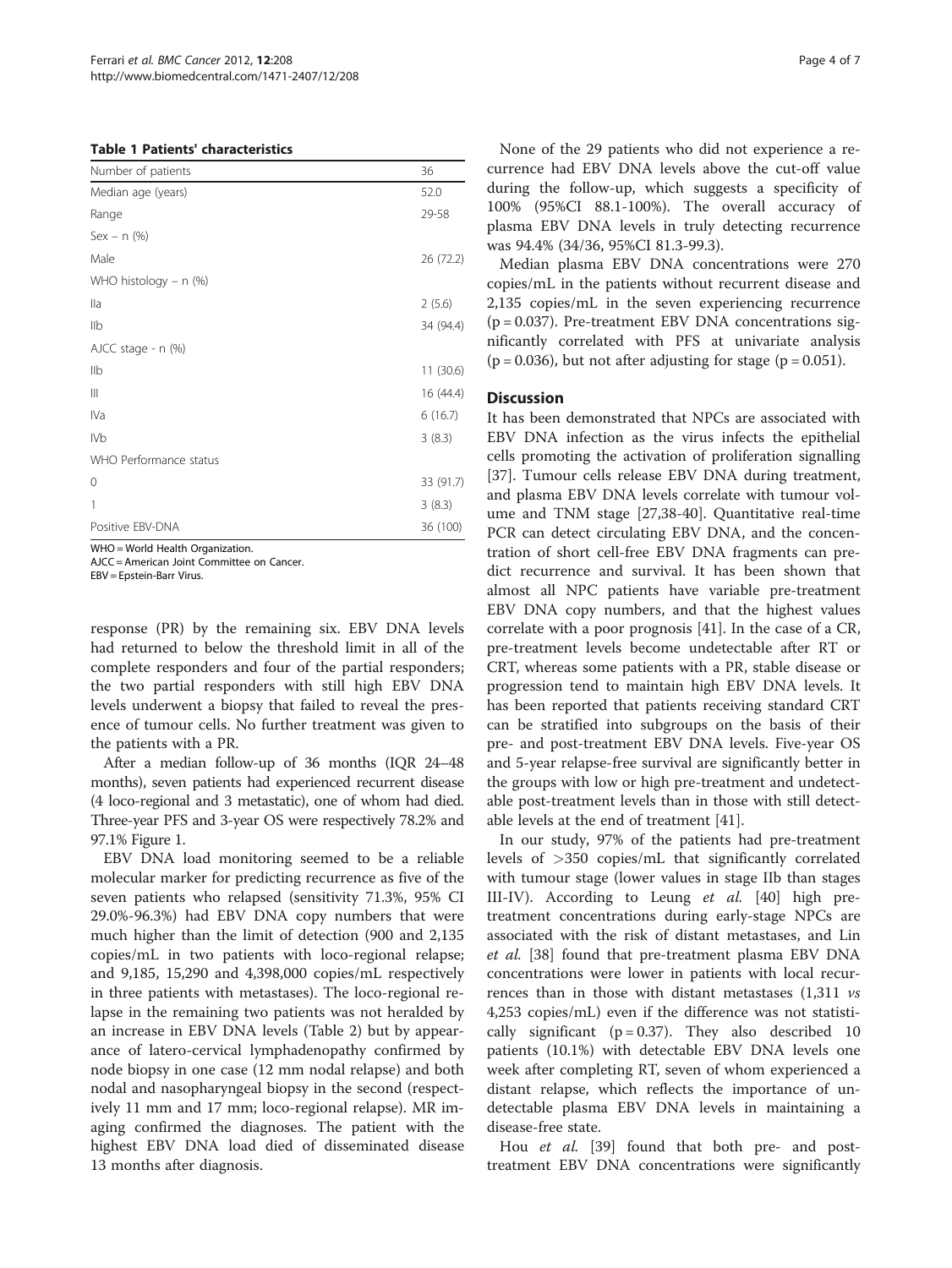**Table 1 Patients' characteristics**

| | |
|---|---|
| Number of patients | 36 |
| Median age (years) | 52.0 |
| Range | 29-58 |
| Sex – n (%) | |
| Male | 26 (72.2) |
| WHO histology – n (%) | |
| IIa | 2 (5.6) |
| IIb | 34 (94.4) |
| AJCC stage - n (%) | |
| IIb | 11 (30.6) |
| III | 16 (44.4) |
| IVa | 6 (16.7) |
| IVb | 3 (8.3) |
| WHO Performance status | |
| 0 | 33 (91.7) |
| 1 | 3 (8.3) |
| Positive EBV-DNA | 36 (100) |

WHO = World Health Organization.
AJCC = American Joint Committee on Cancer.
EBV = Epstein-Barr Virus.

response (PR) by the remaining six. EBV DNA levels had returned to below the threshold limit in all of the complete responders and four of the partial responders; the two partial responders with still high EBV DNA levels underwent a biopsy that failed to reveal the presence of tumour cells. No further treatment was given to the patients with a PR.

After a median follow-up of 36 months (IQR 24–48 months), seven patients had experienced recurrent disease (4 loco-regional and 3 metastatic), one of whom had died. Three-year PFS and 3-year OS were respectively 78.2% and 97.1% Figure 1.

EBV DNA load monitoring seemed to be a reliable molecular marker for predicting recurrence as five of the seven patients who relapsed (sensitivity 71.3%, 95% CI 29.0%-96.3%) had EBV DNA copy numbers that were much higher than the limit of detection (900 and 2,135 copies/mL in two patients with loco-regional relapse; and 9,185, 15,290 and 4,398,000 copies/mL respectively in three patients with metastases). The loco-regional relapse in the remaining two patients was not heralded by an increase in EBV DNA levels (Table 2) but by appearance of latero-cervical lymphadenopathy confirmed by node biopsy in one case (12 mm nodal relapse) and both nodal and nasopharyngeal biopsy in the second (respectively 11 mm and 17 mm; loco-regional relapse). MR imaging confirmed the diagnoses. The patient with the highest EBV DNA load died of disseminated disease 13 months after diagnosis.

None of the 29 patients who did not experience a recurrence had EBV DNA levels above the cut-off value during the follow-up, which suggests a specificity of 100% (95%CI 88.1-100%). The overall accuracy of plasma EBV DNA levels in truly detecting recurrence was 94.4% (34/36, 95%CI 81.3-99.3).

Median plasma EBV DNA concentrations were 270 copies/mL in the patients without recurrent disease and 2,135 copies/mL in the seven experiencing recurrence ($p = 0.037$). Pre-treatment EBV DNA concentrations significantly correlated with PFS at univariate analysis ($p = 0.036$), but not after adjusting for stage ($p = 0.051$).

## Discussion

It has been demonstrated that NPCs are associated with EBV DNA infection as the virus infects the epithelial cells promoting the activation of proliferation signalling [37]. Tumour cells release EBV DNA during treatment, and plasma EBV DNA levels correlate with tumour volume and TNM stage [27,38-40]. Quantitative real-time PCR can detect circulating EBV DNA, and the concentration of short cell-free EBV DNA fragments can predict recurrence and survival. It has been shown that almost all NPC patients have variable pre-treatment EBV DNA copy numbers, and that the highest values correlate with a poor prognosis [41]. In the case of a CR, pre-treatment levels become undetectable after RT or CRT, whereas some patients with a PR, stable disease or progression tend to maintain high EBV DNA levels. It has been reported that patients receiving standard CRT can be stratified into subgroups on the basis of their pre- and post-treatment EBV DNA levels. Five-year OS and 5-year relapse-free survival are significantly better in the groups with low or high pre-treatment and undetectable post-treatment levels than in those with still detectable levels at the end of treatment [41].

In our study, 97% of the patients had pre-treatment levels of >350 copies/mL that significantly correlated with tumour stage (lower values in stage IIb than stages III-IV). According to Leung *et al.* [40] high pre-treatment concentrations during early-stage NPCs are associated with the risk of distant metastases, and Lin *et al.* [38] found that pre-treatment plasma EBV DNA concentrations were lower in patients with local recurrences than in those with distant metastases (1,311 *vs* 4,253 copies/mL) even if the difference was not statistically significant ($p = 0.37$). They also described 10 patients (10.1%) with detectable EBV DNA levels one week after completing RT, seven of whom experienced a distant relapse, which reflects the importance of undetectable plasma EBV DNA levels in maintaining a disease-free state.

Hou *et al.* [39] found that both pre- and post-treatment EBV DNA concentrations were significantly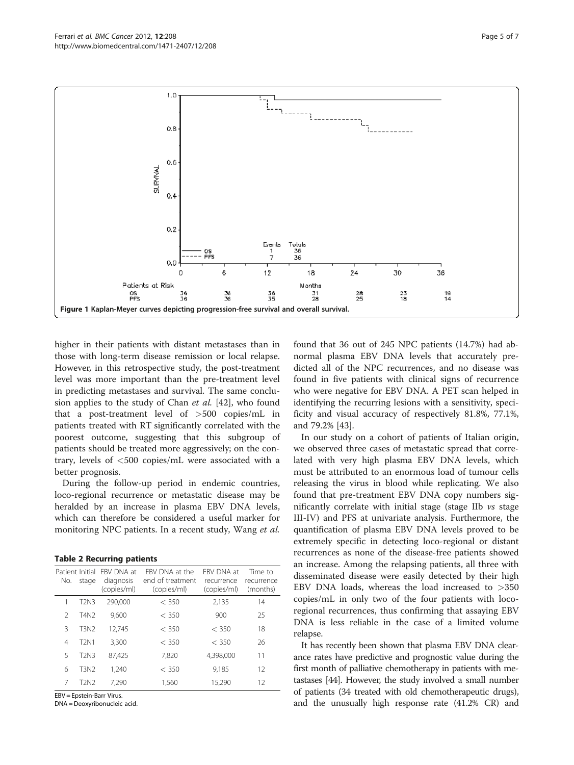Figure 1 Kaplan-Meyer curves depicting progression-free survival and overall survival.

higher in their patients with distant metastases than in those with long-term disease remission or local relapse. However, in this retrospective study, the post-treatment level was more important than the pre-treatment level in predicting metastases and survival. The same conclusion applies to the study of Chan *et al.* [42], who found that a post-treatment level of >500 copies/mL in patients treated with RT significantly correlated with the poorest outcome, suggesting that this subgroup of patients should be treated more aggressively; on the contrary, levels of <500 copies/mL were associated with a better prognosis.

During the follow-up period in endemic countries, loco-regional recurrence or metastatic disease may be heralded by an increase in plasma EBV DNA levels, which can therefore be considered a useful marker for monitoring NPC patients. In a recent study, Wang *et al.* found that 36 out of 245 NPC patients (14.7%) had abnormal plasma EBV DNA levels that accurately predicted all of the NPC recurrences, and no disease was found in five patients with clinical signs of recurrence who were negative for EBV DNA. A PET scan helped in identifying the recurring lesions with a sensitivity, specificity and visual accuracy of respectively 81.8%, 77.1%, and 79.2% [43].

**Table 2 Recurring patients**

| Patient No. | Initial stage | EBV DNA at diagnosis (copies/ml) | EBV DNA at the end of treatment (copies/ml) | EBV DNA at recurrence (copies/ml) | Time to recurrence (months) |
|---|---|---|---|---|---|
| 1 | T2N3 | 290,000 | < 350 | 2,135 | 14 |
| 2 | T4N2 | 9,600 | < 350 | 900 | 25 |
| 3 | T3N2 | 12,745 | < 350 | < 350 | 18 |
| 4 | T2N1 | 3,300 | < 350 | < 350 | 26 |
| 5 | T2N3 | 87,425 | 7,820 | 4,398,000 | 11 |
| 6 | T3N2 | 1,240 | < 350 | 9,185 | 12 |
| 7 | T2N2 | 7,290 | 1,560 | 15,290 | 12 |

EBV = Epstein-Barr Virus.
DNA = Deoxyribonucleic acid.

In our study on a cohort of patients of Italian origin, we observed three cases of metastatic spread that correlated with very high plasma EBV DNA levels, which must be attributed to an enormous load of tumour cells releasing the virus in blood while replicating. We also found that pre-treatment EBV DNA copy numbers significantly correlate with initial stage (stage IIb *vs* stage III-IV) and PFS at univariate analysis. Furthermore, the quantification of plasma EBV DNA levels proved to be extremely specific in detecting loco-regional or distant recurrences as none of the disease-free patients showed an increase. Among the relapsing patients, all three with disseminated disease were easily detected by their high EBV DNA loads, whereas the load increased to >350 copies/mL in only two of the four patients with loco-regional recurrences, thus confirming that assaying EBV DNA is less reliable in the case of a limited volume relapse.

It has recently been shown that plasma EBV DNA clearance rates have predictive and prognostic value during the first month of palliative chemotherapy in patients with metastases [44]. However, the study involved a small number of patients (34 treated with old chemotherapeutic drugs), and the unusually high response rate (41.2% CR) and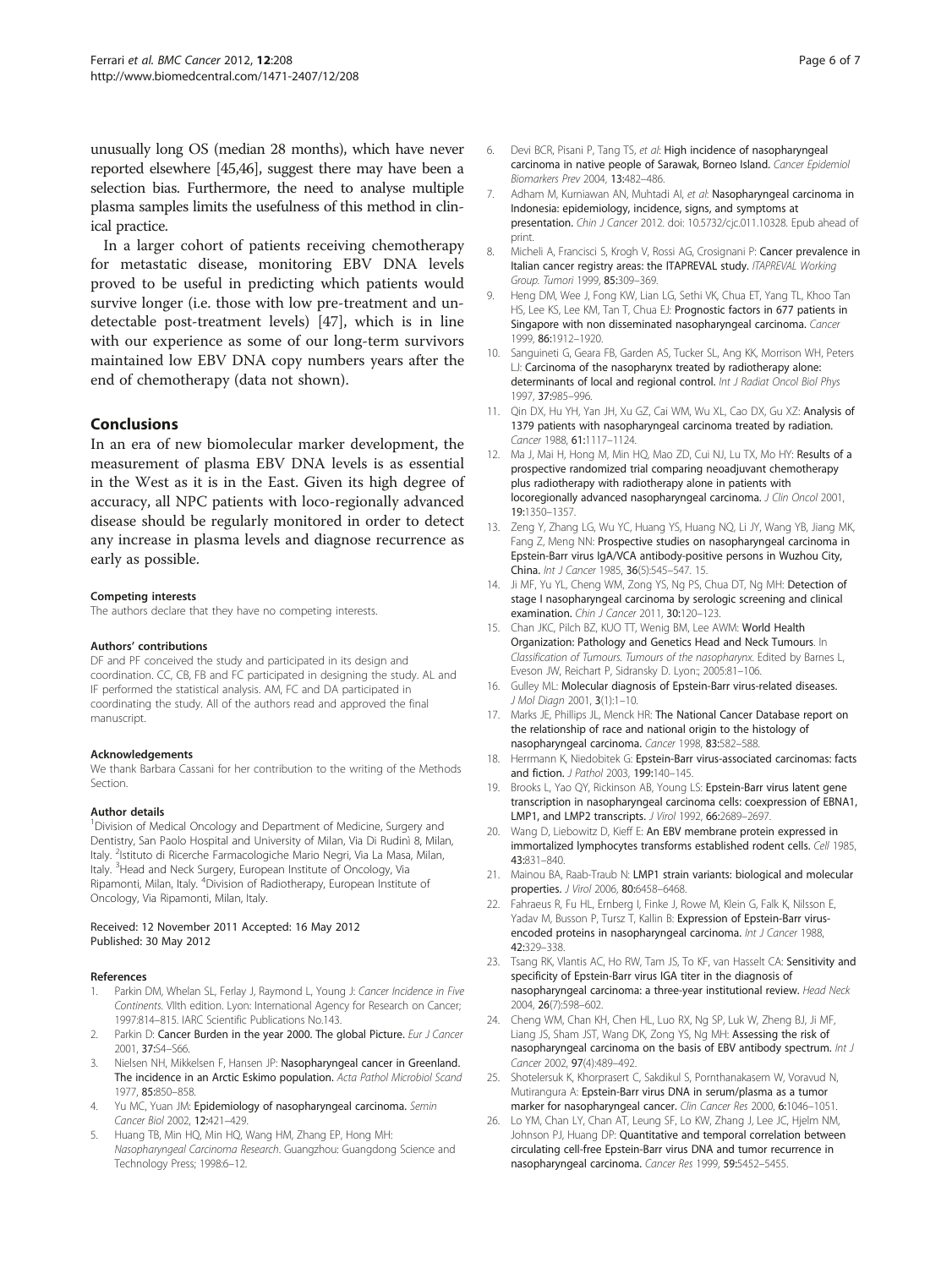unusually long OS (median 28 months), which have never reported elsewhere [45,46], suggest there may have been a selection bias. Furthermore, the need to analyse multiple plasma samples limits the usefulness of this method in clinical practice.

In a larger cohort of patients receiving chemotherapy for metastatic disease, monitoring EBV DNA levels proved to be useful in predicting which patients would survive longer (i.e. those with low pre-treatment and undetectable post-treatment levels) [47], which is in line with our experience as some of our long-term survivors maintained low EBV DNA copy numbers years after the end of chemotherapy (data not shown).

## Conclusions

In an era of new biomolecular marker development, the measurement of plasma EBV DNA levels is as essential in the West as it is in the East. Given its high degree of accuracy, all NPC patients with loco-regionally advanced disease should be regularly monitored in order to detect any increase in plasma levels and diagnose recurrence as early as possible.

#### Competing interests

The authors declare that they have no competing interests.

#### Authors' contributions

DF and PF conceived the study and participated in its design and coordination. CC, CB, FB and FC participated in designing the study. AL and IF performed the statistical analysis. AM, FC and DA participated in coordinating the study. All of the authors read and approved the final manuscript.

#### Acknowledgements

We thank Barbara Cassani for her contribution to the writing of the Methods Section.

#### Author details

[1]Division of Medical Oncology and Department of Medicine, Surgery and Dentistry, San Paolo Hospital and University of Milan, Via Di Rudinì 8, Milan, Italy. [2]Istituto di Ricerche Farmacologiche Mario Negri, Via La Masa, Milan, Italy. [3]Head and Neck Surgery, European Institute of Oncology, Via Ripamonti, Milan, Italy. [4]Division of Radiotherapy, European Institute of Oncology, Via Ripamonti, Milan, Italy.

Received: 12 November 2011 Accepted: 16 May 2012
Published: 30 May 2012

#### References

1. Parkin DM, Whelan SL, Ferlay J, Raymond L, Young J: *Cancer Incidence in Five Continents.* VIIth edition. Lyon: International Agency for Research on Cancer; 1997:814–815. IARC Scientific Publications No.143.
2. Parkin D: **Cancer Burden in the year 2000. The global Picture.** *Eur J Cancer* 2001, **37:**S4–S66.
3. Nielsen NH, Mikkelsen F, Hansen JP: **Nasopharyngeal cancer in Greenland. The incidence in an Arctic Eskimo population.** *Acta Pathol Microbiol Scand* 1977, **85:**850–858.
4. Yu MC, Yuan JM: **Epidemiology of nasopharyngeal carcinoma.** *Semin Cancer Biol* 2002, **12:**421–429.
5. Huang TB, Min HQ, Min HQ, Wang HM, Zhang EP, Hong MH: *Nasopharyngeal Carcinoma Research.* Guangzhou: Guangdong Science and Technology Press; 1998:6–12.
6. Devi BCR, Pisani P, Tang TS, *et al*: **High incidence of nasopharyngeal carcinoma in native people of Sarawak, Borneo Island.** *Cancer Epidemiol Biomarkers Prev* 2004, **13:**482–486.
7. Adham M, Kurniawan AN, Muhtadi AI, *et al*: **Nasopharyngeal carcinoma in Indonesia: epidemiology, incidence, signs, and symptoms at presentation.** *Chin J Cancer* 2012. doi: 10.5732/cjc.011.10328. Epub ahead of print.
8. Micheli A, Francisci S, Krogh V, Rossi AG, Crosignani P: **Cancer prevalence in Italian cancer registry areas: the ITAPREVAL study.** *ITAPREVAL Working Group. Tumori* 1999, **85:**309–369.
9. Heng DM, Wee J, Fong KW, Lian LG, Sethi VK, Chua ET, Yang TL, Khoo Tan HS, Lee KS, Lee KM, Tan T, Chua EJ: **Prognostic factors in 677 patients in Singapore with non disseminated nasopharyngeal carcinoma.** *Cancer* 1999, **86:**1912–1920.
10. Sanguineti G, Geara FB, Garden AS, Tucker SL, Ang KK, Morrison WH, Peters LJ: **Carcinoma of the nasopharynx treated by radiotherapy alone: determinants of local and regional control.** *Int J Radiat Oncol Biol Phys* 1997, **37:**985–996.
11. Qin DX, Hu YH, Yan JH, Xu GZ, Cai WM, Wu XL, Cao DX, Gu XZ: **Analysis of 1379 patients with nasopharyngeal carcinoma treated by radiation.** *Cancer* 1988, **61:**1117–1124.
12. Ma J, Mai H, Hong M, Min HQ, Mao ZD, Cui NJ, Lu TX, Mo HY: **Results of a prospective randomized trial comparing neoadjuvant chemotherapy plus radiotherapy with radiotherapy alone in patients with locoregionally advanced nasopharyngeal carcinoma.** *J Clin Oncol* 2001, **19:**1350–1357.
13. Zeng Y, Zhang LG, Wu YC, Huang YS, Huang NQ, Li JY, Wang YB, Jiang MK, Fang Z, Meng NN: **Prospective studies on nasopharyngeal carcinoma in Epstein-Barr virus IgA/VCA antibody-positive persons in Wuzhou City, China.** *Int J Cancer* 1985, **36**(5):545–547. 15.
14. Ji MF, Yu YL, Cheng WM, Zong YS, Ng PS, Chua DT, Ng MH: **Detection of stage I nasopharyngeal carcinoma by serologic screening and clinical examination.** *Chin J Cancer* 2011, **30:**120–123.
15. Chan JKC, Pilch BZ, KUO TT, Wenig BM, Lee AWM: **World Health Organization: Pathology and Genetics Head and Neck Tumours.** In *Classification of Tumours. Tumours of the nasopharynx.* Edited by Barnes L, Eveson JW, Reichart P, Sidransky D. Lyon:; 2005:81–106.
16. Gulley ML: **Molecular diagnosis of Epstein-Barr virus-related diseases.** *J Mol Diagn* 2001, **3**(1):1–10.
17. Marks JE, Phillips JL, Menck HR: **The National Cancer Database report on the relationship of race and national origin to the histology of nasopharyngeal carcinoma.** *Cancer* 1998, **83:**582–588.
18. Herrmann K, Niedobitek G: **Epstein-Barr virus-associated carcinomas: facts and fiction.** *J Pathol* 2003, **199:**140–145.
19. Brooks L, Yao QY, Rickinson AB, Young LS: **Epstein-Barr virus latent gene transcription in nasopharyngeal carcinoma cells: coexpression of EBNA1, LMP1, and LMP2 transcripts.** *J Virol* 1992, **66:**2689–2697.
20. Wang D, Liebowitz D, Kieff E: **An EBV membrane protein expressed in immortalized lymphocytes transforms established rodent cells.** *Cell* 1985, **43:**831–840.
21. Mainou BA, Raab-Traub N: **LMP1 strain variants: biological and molecular properties.** *J Virol* 2006, **80:**6458–6468.
22. Fahraeus R, Fu HL, Ernberg I, Finke J, Rowe M, Klein G, Falk K, Nilsson E, Yadav M, Busson P, Tursz T, Kallin B: **Expression of Epstein-Barr virus-encoded proteins in nasopharyngeal carcinoma.** *Int J Cancer* 1988, **42:**329–338.
23. Tsang RK, Vlantis AC, Ho RW, Tam JS, To KF, van Hasselt CA: **Sensitivity and specificity of Epstein-Barr virus IGA titer in the diagnosis of nasopharyngeal carcinoma: a three-year institutional review.** *Head Neck* 2004, **26**(7):598–602.
24. Cheng WM, Chan KH, Chen HL, Luo RX, Ng SP, Luk W, Zheng BJ, Ji MF, Liang JS, Sham JST, Wang DK, Zong YS, Ng MH: **Assessing the risk of nasopharyngeal carcinoma on the basis of EBV antibody spectrum.** *Int J Cancer* 2002, **97**(4):489–492.
25. Shotelersuk K, Khorprasert C, Sakdikul S, Pornthanakasem W, Voravud N, Mutirangura A: **Epstein-Barr virus DNA in serum/plasma as a tumor marker for nasopharyngeal cancer.** *Clin Cancer Res* 2000, **6:**1046–1051.
26. Lo YM, Chan LY, Chan AT, Leung SF, Lo KW, Zhang J, Lee JC, Hjelm NM, Johnson PJ, Huang DP: **Quantitative and temporal correlation between circulating cell-free Epstein-Barr virus DNA and tumor recurrence in nasopharyngeal carcinoma.** *Cancer Res* 1999, **59:**5452–5455.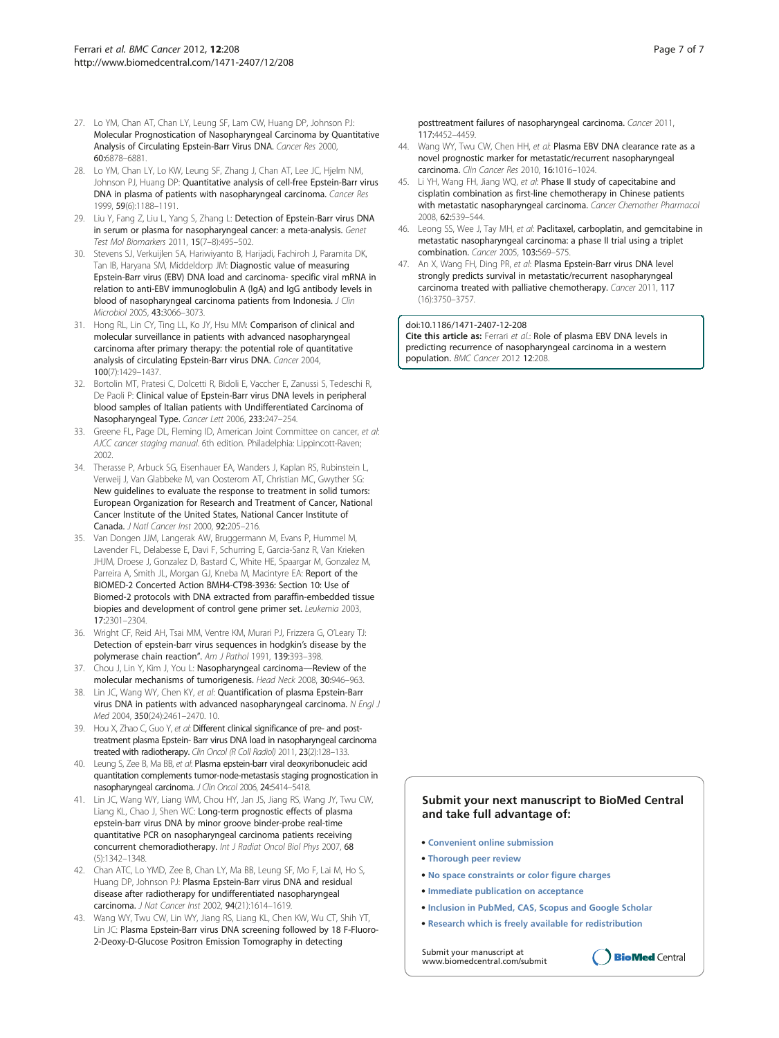27. Lo YM, Chan AT, Chan LY, Leung SF, Lam CW, Huang DP, Johnson PJ: **Molecular Prognostication of Nasopharyngeal Carcinoma by Quantitative Analysis of Circulating Epstein-Barr Virus DNA.** *Cancer Res* 2000, **60:**6878–6881.
28. Lo YM, Chan LY, Lo KW, Leung SF, Zhang J, Chan AT, Lee JC, Hjelm NM, Johnson PJ, Huang DP: **Quantitative analysis of cell-free Epstein-Barr virus DNA in plasma of patients with nasopharyngeal carcinoma.** *Cancer Res* 1999, **59**(6):1188–1191.
29. Liu Y, Fang Z, Liu L, Yang S, Zhang L: **Detection of Epstein-Barr virus DNA in serum or plasma for nasopharyngeal cancer: a meta-analysis.** *Genet Test Mol Biomarkers* 2011, **15**(7–8):495–502.
30. Stevens SJ, Verkuijlen SA, Hariwiyanto B, Harijadi, Fachiroh J, Paramita DK, Tan IB, Haryana SM, Middeldorp JM: **Diagnostic value of measuring Epstein-Barr virus (EBV) DNA load and carcinoma- specific viral mRNA in relation to anti-EBV immunoglobulin A (IgA) and IgG antibody levels in blood of nasopharyngeal carcinoma patients from Indonesia.** *J Clin Microbiol* 2005, **43:**3066–3073.
31. Hong RL, Lin CY, Ting LL, Ko JY, Hsu MM: **Comparison of clinical and molecular surveillance in patients with advanced nasopharyngeal carcinoma after primary therapy: the potential role of quantitative analysis of circulating Epstein-Barr virus DNA.** *Cancer* 2004, **100**(7):1429–1437.
32. Bortolin MT, Pratesi C, Dolcetti R, Bidoli E, Vaccher E, Zanussi S, Tedeschi R, De Paoli P: **Clinical value of Epstein-Barr virus DNA levels in peripheral blood samples of Italian patients with Undifferentiated Carcinoma of Nasopharyngeal Type.** *Cancer Lett* 2006, **233:**247–254.
33. Greene FL, Page DL, Fleming ID, American Joint Committee on cancer, *et al*: *AJCC cancer staging manual.* 6th edition. Philadelphia: Lippincott-Raven; 2002.
34. Therasse P, Arbuck SG, Eisenhauer EA, Wanders J, Kaplan RS, Rubinstein L, Verweij J, Van Glabbeke M, van Oosterom AT, Christian MC, Gwyther SG: **New guidelines to evaluate the response to treatment in solid tumors: European Organization for Research and Treatment of Cancer, National Cancer Institute of the United States, National Cancer Institute of Canada.** *J Natl Cancer Inst* 2000, **92:**205–216.
35. Van Dongen JJM, Langerak AW, Bruggermann M, Evans P, Hummel M, Lavender FL, Delabesse E, Davi F, Schurring E, Garcia-Sanz R, Van Krieken JHJM, Droese J, Gonzalez D, Bastard C, White HE, Spaargar M, Gonzalez M, Parreira A, Smith JL, Morgan GJ, Kneba M, Macintyre EA: **Report of the BIOMED-2 Concerted Action BMH4-CT98-3936: Section 10: Use of Biomed-2 protocols with DNA extracted from paraffin-embedded tissue biopies and development of control gene primer set.** *Leukemia* 2003, **17:**2301–2304.
36. Wright CF, Reid AH, Tsai MM, Ventre KM, Murari PJ, Frizzera G, O'Leary TJ: **Detection of epstein-barr virus sequences in hodgkin's disease by the polymerase chain reaction".** *Am J Pathol* 1991, **139:**393–398.
37. Chou J, Lin Y, Kim J, You L: **Nasopharyngeal carcinoma—Review of the molecular mechanisms of tumorigenesis.** *Head Neck* 2008, **30:**946–963.
38. Lin JC, Wang WY, Chen KY, *et al*: **Quantification of plasma Epstein-Barr virus DNA in patients with advanced nasopharyngeal carcinoma.** *N Engl J Med* 2004, **350**(24):2461–2470. 10.
39. Hou X, Zhao C, Guo Y, *et al*: **Different clinical significance of pre- and post-treatment plasma Epstein- Barr virus DNA load in nasopharyngeal carcinoma treated with radiotherapy.** *Clin Oncol (R Coll Radiol)* 2011, **23**(2):128–133.
40. Leung S, Zee B, Ma BB, *et al*: **Plasma epstein-barr viral deoxyribonucleic acid quantitation complements tumor-node-metastasis staging prognostication in nasopharyngeal carcinoma.** *J Clin Oncol* 2006, **24:**5414–5418.
41. Lin JC, Wang WY, Liang WM, Chou HY, Jan JS, Jiang RS, Wang JY, Twu CW, Liang KL, Chao J, Shen WC: **Long-term prognostic effects of plasma epstein-barr virus DNA by minor groove binder-probe real-time quantitative PCR on nasopharyngeal carcinoma patients receiving concurrent chemoradiotherapy.** *Int J Radiat Oncol Biol Phys* 2007, **68** (5):1342–1348.
42. Chan ATC, Lo YMD, Zee B, Chan LY, Ma BB, Leung SF, Mo F, Lai M, Ho S, Huang DP, Johnson PJ: **Plasma Epstein-Barr virus DNA and residual disease after radiotherapy for undifferentiated nasopharyngeal carcinoma.** *J Nat Cancer Inst* 2002, **94**(21):1614–1619.
43. Wang WY, Twu CW, Lin WY, Jiang RS, Liang KL, Chen KW, Wu CT, Shih YT, Lin JC: **Plasma Epstein-Barr virus DNA screening followed by 18 F-Fluoro-2-Deoxy-D-Glucose Positron Emission Tomography in detecting posttreatment failures of nasopharyngeal carcinoma.** *Cancer* 2011, 117:4452–4459.
44. Wang WY, Twu CW, Chen HH, *et al*: **Plasma EBV DNA clearance rate as a novel prognostic marker for metastatic/recurrent nasopharyngeal carcinoma.** *Clin Cancer Res* 2010, **16:**1016–1024.
45. Li YH, Wang FH, Jiang WQ, *et al*: **Phase II study of capecitabine and cisplatin combination as first-line chemotherapy in Chinese patients with metastatic nasopharyngeal carcinoma.** *Cancer Chemother Pharmacol* 2008, **62:**539–544.
46. Leong SS, Wee J, Tay MH, *et al*: **Paclitaxel, carboplatin, and gemcitabine in metastatic nasopharyngeal carcinoma: a phase II trial using a triplet combination.** *Cancer* 2005, **103:**569–575.
47. An X, Wang FH, Ding PR, *et al*: **Plasma Epstein-Barr virus DNA level strongly predicts survival in metastatic/recurrent nasopharyngeal carcinoma treated with palliative chemotherapy.** *Cancer* 2011, 117 (16):3750–3757.

doi:10.1186/1471-2407-12-208

**Cite this article as:** Ferrari *et al.*: Role of plasma EBV DNA levels in predicting recurrence of nasopharyngeal carcinoma in a western population. *BMC Cancer* 2012 **12**:208.

**Submit your next manuscript to BioMed Central and take full advantage of:**

- Convenient online submission
- Thorough peer review
- No space constraints or color figure charges
- Immediate publication on acceptance
- Inclusion in PubMed, CAS, Scopus and Google Scholar
- Research which is freely available for redistribution

Submit your manuscript at
www.biomedcentral.com/submit

BioMed Central